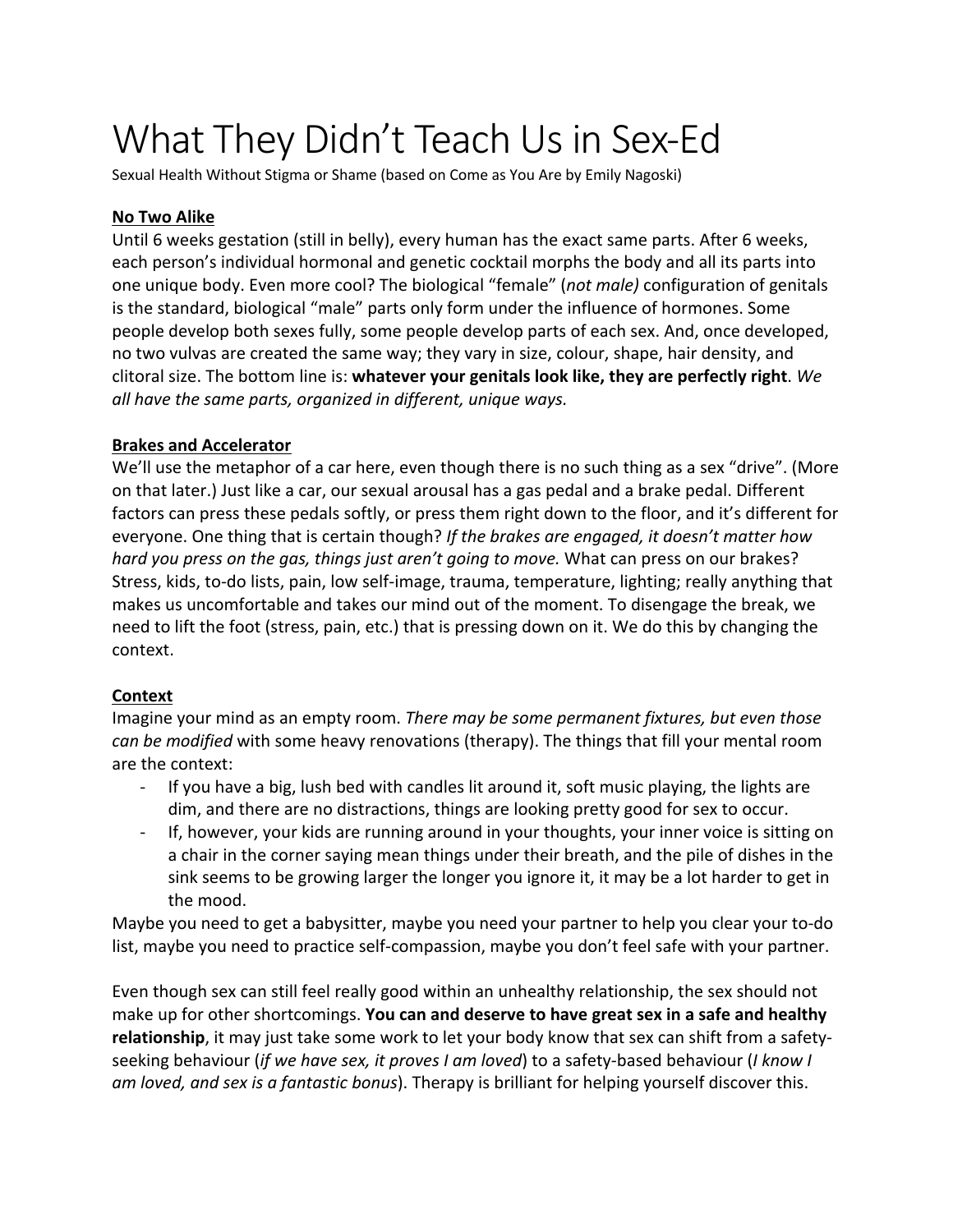# What They Didn't Teach Us in Sex-Ed

Sexual Health Without Stigma or Shame (based on Come as You Are by Emily Nagoski)

**No Two Alike**

Until 6 weeks gestation (still in belly), every human has the exact same parts. After 6 weeks, each person's individual hormonal and genetic cocktail morphs the body and all its parts into one unique body. Even more cool? The biological "female" (*not male)* configuration of genitals is the standard, biological "male" parts only form under the influence of hormones. Some people develop both sexes fully, some people develop parts of each sex. And, once developed, no two vulvas are created the same way; they vary in size, colour, shape, hair density, and clitoral size. The bottom line is: **whatever your genitals look like, they are perfectly right**. *We all have the same parts, organized in different, unique ways.*

**Brakes and Accelerator**

We'll use the metaphor of a car here, even though there is no such thing as a sex "drive". (More on that later.) Just like a car, our sexual arousal has a gas pedal and a brake pedal. Different factors can press these pedals softly, or press them right down to the floor, and it's different for everyone. One thing that is certain though? *If the brakes are engaged, it doesn't matter how hard you press on the gas, things just aren't going to move.* What can press on our brakes? Stress, kids, to-do lists, pain, low self-image, trauma, temperature, lighting; really anything that makes us uncomfortable and takes our mind out of the moment. To disengage the break, we need to lift the foot (stress, pain, etc.) that is pressing down on it. We do this by changing the context.

**Context**

Imagine your mind as an empty room. *There may be some permanent fixtures, but even those can be modified* with some heavy renovations (therapy). The things that fill your mental room are the context:

- If you have a big, lush bed with candles lit around it, soft music playing, the lights are dim, and there are no distractions, things are looking pretty good for sex to occur.
- If, however, your kids are running around in your thoughts, your inner voice is sitting on a chair in the corner saying mean things under their breath, and the pile of dishes in the sink seems to be growing larger the longer you ignore it, it may be a lot harder to get in the mood.

Maybe you need to get a babysitter, maybe you need your partner to help you clear your to-do list, maybe you need to practice self-compassion, maybe you don't feel safe with your partner.

Even though sex can still feel really good within an unhealthy relationship, the sex should not make up for other shortcomings. **You can and deserve to have great sex in a safe and healthy relationship**, it may just take some work to let your body know that sex can shift from a safety-seeking behaviour (*if we have sex, it proves I am loved*) to a safety-based behaviour (*I know I am loved, and sex is a fantastic bonus*). Therapy is brilliant for helping yourself discover this.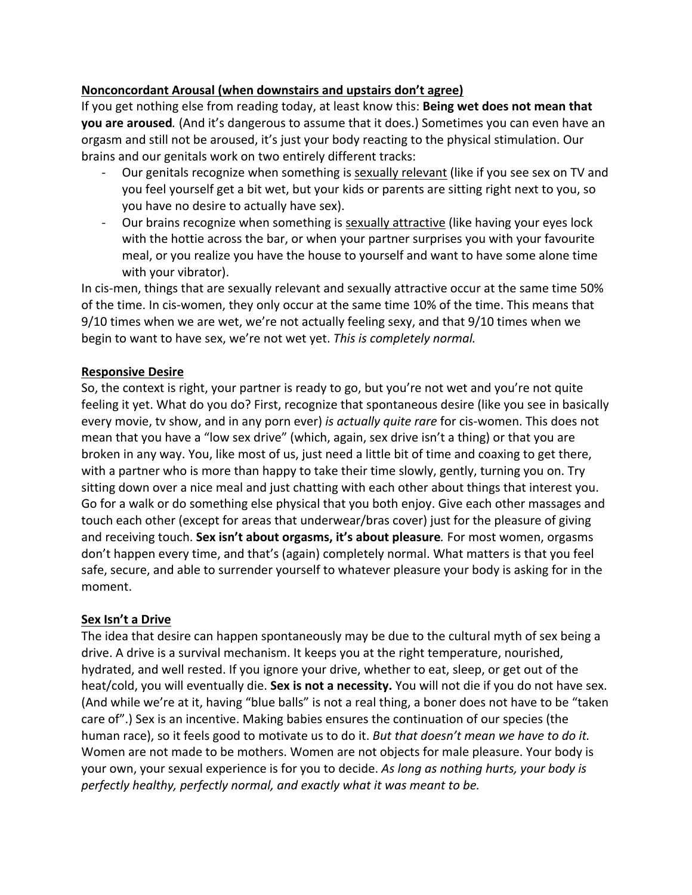**<u>Nonconcordant Arousal (when downstairs and upstairs don't agree)</u>**

If you get nothing else from reading today, at least know this: **Being wet does not mean that you are aroused***.* (And it's dangerous to assume that it does.) Sometimes you can even have an orgasm and still not be aroused, it's just your body reacting to the physical stimulation. Our brains and our genitals work on two entirely different tracks:

- Our genitals recognize when something is <u>sexually relevant</u> (like if you see sex on TV and you feel yourself get a bit wet, but your kids or parents are sitting right next to you, so you have no desire to actually have sex).
- Our brains recognize when something is <u>sexually attractive</u> (like having your eyes lock with the hottie across the bar, or when your partner surprises you with your favourite meal, or you realize you have the house to yourself and want to have some alone time with your vibrator).

In cis-men, things that are sexually relevant and sexually attractive occur at the same time 50% of the time. In cis-women, they only occur at the same time 10% of the time. This means that 9/10 times when we are wet, we're not actually feeling sexy, and that 9/10 times when we begin to want to have sex, we're not wet yet. *This is completely normal.*

**<u>Responsive Desire</u>**

So, the context is right, your partner is ready to go, but you're not wet and you're not quite feeling it yet. What do you do? First, recognize that spontaneous desire (like you see in basically every movie, tv show, and in any porn ever) *is actually quite rare* for cis-women. This does not mean that you have a "low sex drive" (which, again, sex drive isn't a thing) or that you are broken in any way. You, like most of us, just need a little bit of time and coaxing to get there, with a partner who is more than happy to take their time slowly, gently, turning you on. Try sitting down over a nice meal and just chatting with each other about things that interest you. Go for a walk or do something else physical that you both enjoy. Give each other massages and touch each other (except for areas that underwear/bras cover) just for the pleasure of giving and receiving touch. **Sex isn't about orgasms, it's about pleasure***.* For most women, orgasms don't happen every time, and that's (again) completely normal. What matters is that you feel safe, secure, and able to surrender yourself to whatever pleasure your body is asking for in the moment.

**<u>Sex Isn't a Drive</u>**

The idea that desire can happen spontaneously may be due to the cultural myth of sex being a drive. A drive is a survival mechanism. It keeps you at the right temperature, nourished, hydrated, and well rested. If you ignore your drive, whether to eat, sleep, or get out of the heat/cold, you will eventually die. **Sex is not a necessity.** You will not die if you do not have sex. (And while we're at it, having "blue balls" is not a real thing, a boner does not have to be "taken care of".) Sex is an incentive. Making babies ensures the continuation of our species (the human race), so it feels good to motivate us to do it. *But that doesn't mean we have to do it.* Women are not made to be mothers. Women are not objects for male pleasure. Your body is your own, your sexual experience is for you to decide. *As long as nothing hurts, your body is perfectly healthy, perfectly normal, and exactly what it was meant to be.*